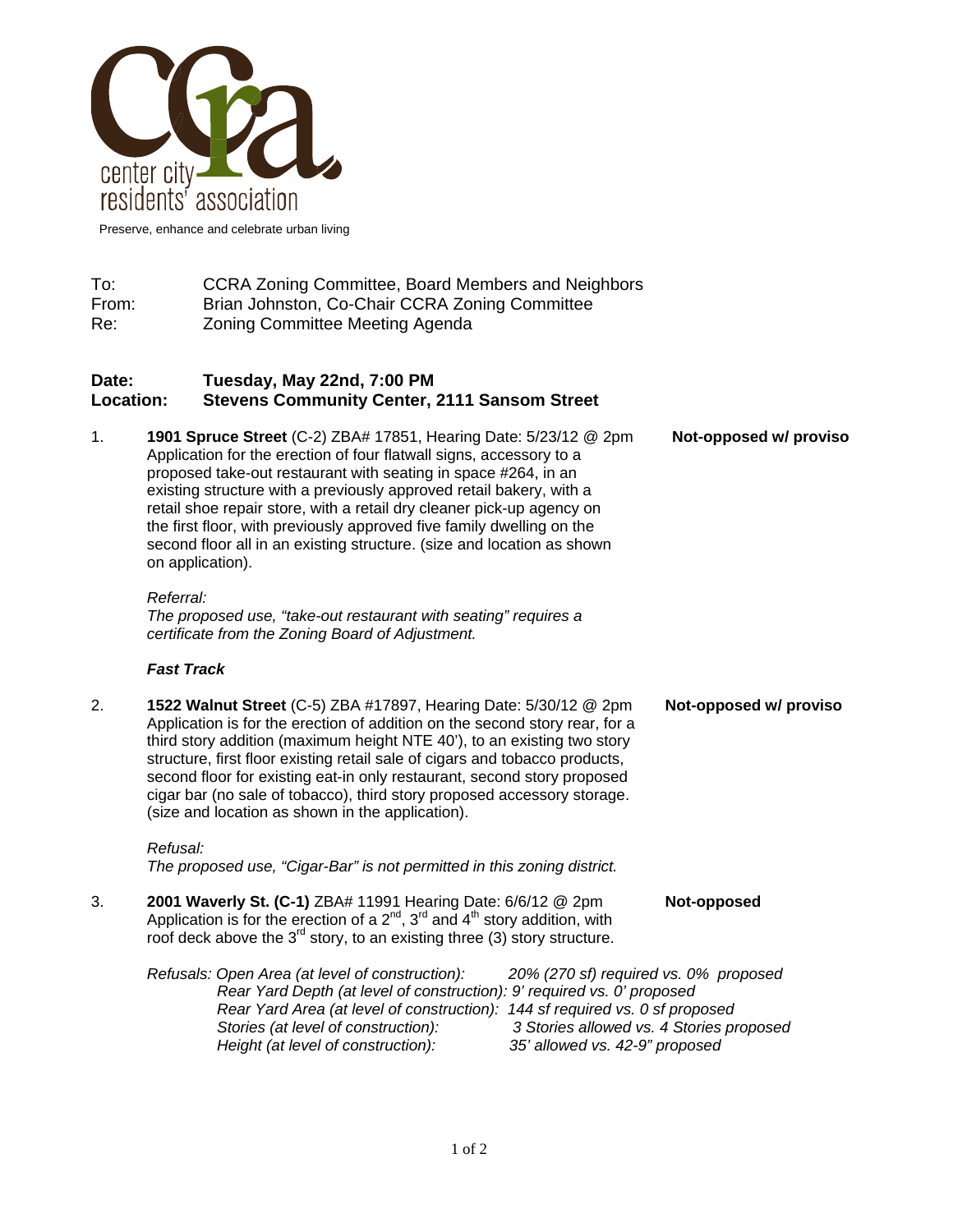center city residents' association

Preserve, enhance and celebrate urban living

To: CCRA Zoning Committee, Board Members and Neighbors
From: Brian Johnston, Co-Chair CCRA Zoning Committee
Re: Zoning Committee Meeting Agenda

**Date: Tuesday, May 22nd, 7:00 PM**
**Location: Stevens Community Center, 2111 Sansom Street**

1. **1901 Spruce Street** (C-2) ZBA# 17851, Hearing Date: 5/23/12 @ 2pm — **Not-opposed w/ proviso**

   Application for the erection of four flatwall signs, accessory to a proposed take-out restaurant with seating in space #264, in an existing structure with a previously approved retail bakery, with a retail shoe repair store, with a retail dry cleaner pick-up agency on the first floor, with previously approved five family dwelling on the second floor all in an existing structure. (size and location as shown on application).

   *Referral:*
   *The proposed use, "take-out restaurant with seating" requires a certificate from the Zoning Board of Adjustment.*

   ***Fast Track***

2. **1522 Walnut Street** (C-5) ZBA #17897, Hearing Date: 5/30/12 @ 2pm — **Not-opposed w/ proviso**

   Application is for the erection of addition on the second story rear, for a third story addition (maximum height NTE 40'), to an existing two story structure, first floor existing retail sale of cigars and tobacco products, second floor for existing eat-in only restaurant, second story proposed cigar bar (no sale of tobacco), third story proposed accessory storage. (size and location as shown in the application).

   *Refusal:*
   *The proposed use, "Cigar-Bar" is not permitted in this zoning district.*

3. **2001 Waverly St. (C-1)** ZBA# 11991 Hearing Date: 6/6/12 @ 2pm — **Not-opposed**

   Application is for the erection of a 2nd, 3rd and 4th story addition, with roof deck above the 3rd story, to an existing three (3) story structure.

   *Refusals: Open Area (at level of construction): 20% (270 sf) required vs. 0% proposed*
   *Rear Yard Depth (at level of construction): 9' required vs. 0' proposed*
   *Rear Yard Area (at level of construction): 144 sf required vs. 0 sf proposed*
   *Stories (at level of construction): 3 Stories allowed vs. 4 Stories proposed*
   *Height (at level of construction): 35' allowed vs. 42-9" proposed*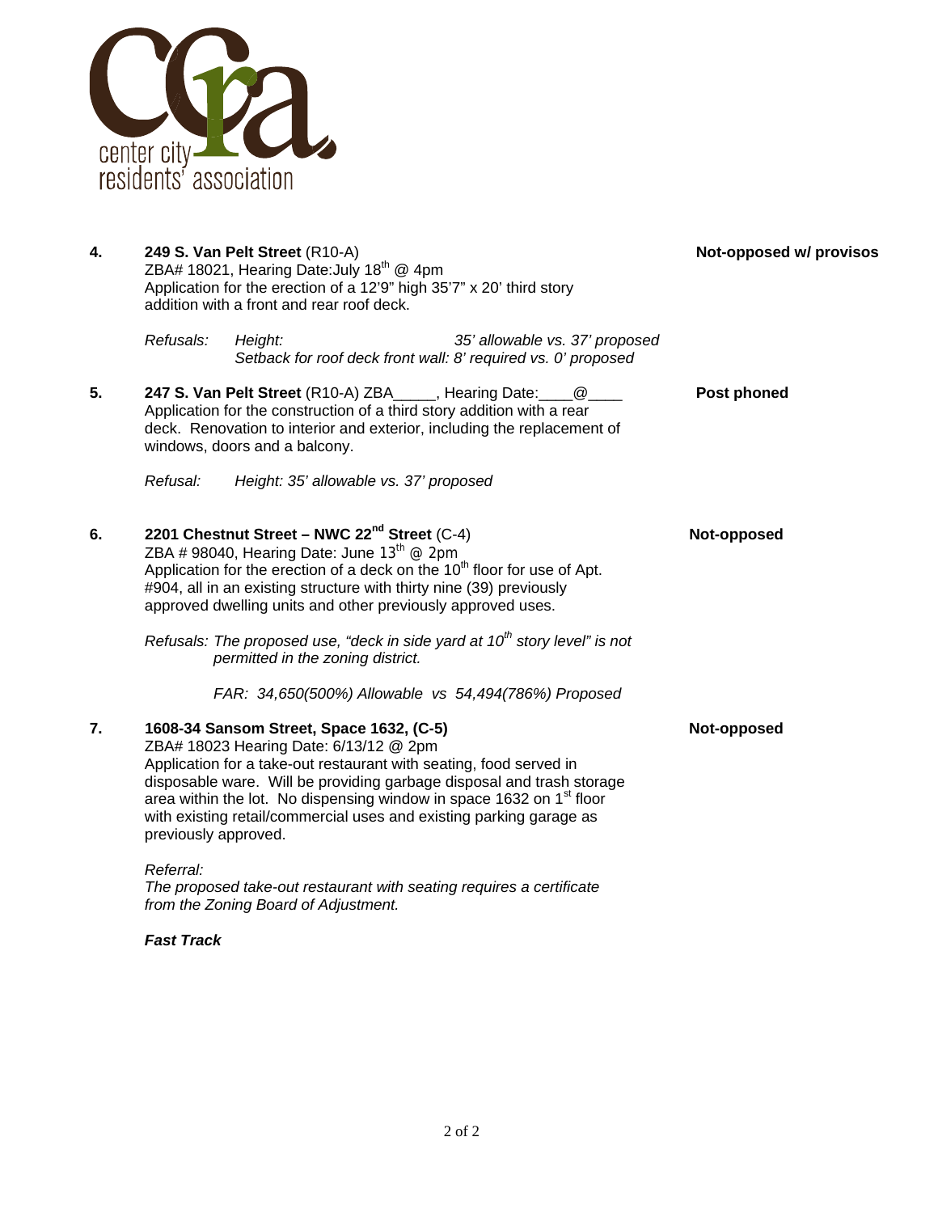center city residents' association

**4. 249 S. Van Pelt Street** (R10-A) **Not-opposed w/ provisos**
ZBA# 18021, Hearing Date:July 18th @ 4pm
Application for the erection of a 12'9" high 35'7" x 20' third story addition with a front and rear roof deck.

*Refusals: Height: 35' allowable vs. 37' proposed*
*Setback for roof deck front wall: 8' required vs. 0' proposed*

**5. 247 S. Van Pelt Street** (R10-A) ZBA_____, Hearing Date:____@____ **Post phoned**
Application for the construction of a third story addition with a rear deck. Renovation to interior and exterior, including the replacement of windows, doors and a balcony.

*Refusal: Height: 35' allowable vs. 37' proposed*

**6. 2201 Chestnut Street – NWC 22nd Street** (C-4) **Not-opposed**
ZBA # 98040, Hearing Date: June 13th @ 2pm
Application for the erection of a deck on the 10th floor for use of Apt. #904, all in an existing structure with thirty nine (39) previously approved dwelling units and other previously approved uses.

*Refusals: The proposed use, "deck in side yard at 10th story level" is not permitted in the zoning district.*

*FAR: 34,650(500%) Allowable vs 54,494(786%) Proposed*

**7. 1608-34 Sansom Street, Space 1632, (C-5)** **Not-opposed**
ZBA# 18023 Hearing Date: 6/13/12 @ 2pm
Application for a take-out restaurant with seating, food served in disposable ware. Will be providing garbage disposal and trash storage area within the lot. No dispensing window in space 1632 on 1st floor with existing retail/commercial uses and existing parking garage as previously approved.

*Referral:*
*The proposed take-out restaurant with seating requires a certificate from the Zoning Board of Adjustment.*

***Fast Track***